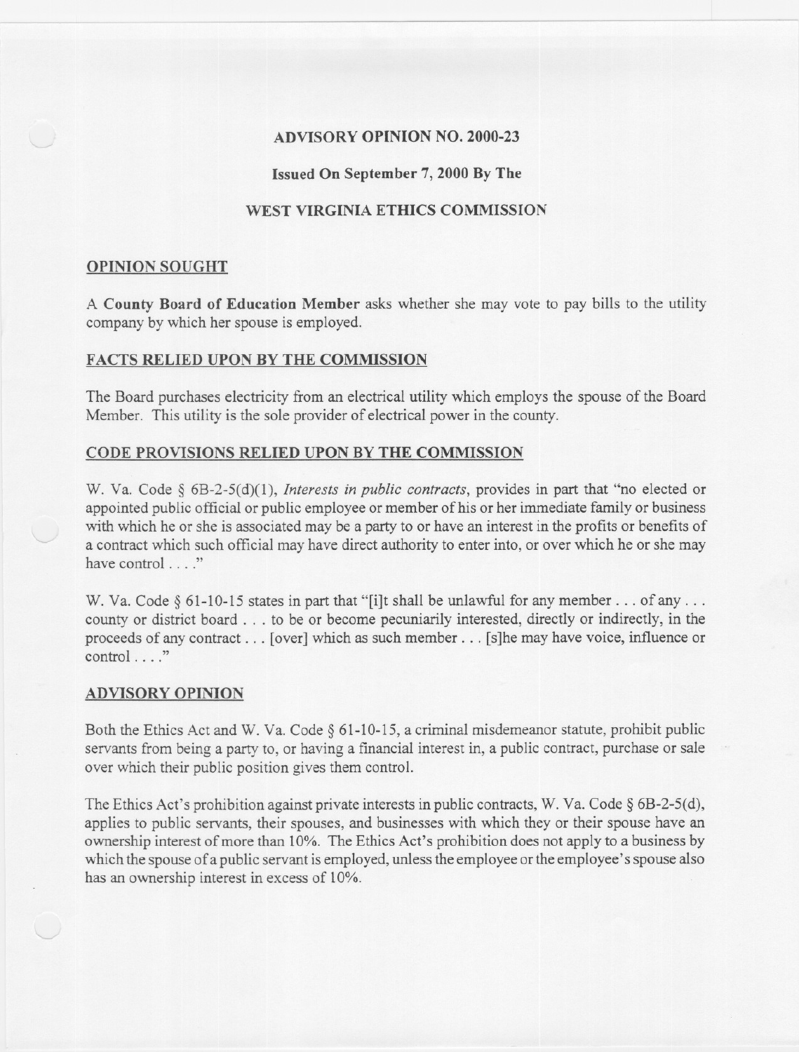# ADVISORY OPINION NO. 2000-23

## Issued On September 7, 2000 By The

## WEST VIRGINIA ETHICS COMMISSION

### OPINION SOUGHT

A **County Board of Education Member** asks whether she may vote to pay bills to the utility company by which her spouse is employed.

### FACTS RELIED UPON BY THE COMMISSION

The Board purchases electricity from an electrical utility which employs the spouse of the Board Member. This utility is the sole provider of electrical power in the county.

### CODE PROVISIONS RELIED UPON BY THE COMMISSION

W. Va. Code § 6B-2-5(d)(1), *Interests in public contracts*, provides in part that "no elected or appointed public official or public employee or member of his or her immediate family or business with which he or she is associated may be a party to or have an interest in the profits or benefits of a contract which such official may have direct authority to enter into, or over which he or she may have control . . . ."

W. Va. Code § 61-10-15 states in part that "[i]t shall be unlawful for any member . . . of any . . . county or district board . . . to be or become pecuniarily interested, directly or indirectly, in the proceeds of any contract . . . [over] which as such member . . . [s]he may have voice, influence or control . . . ."

### ADVISORY OPINION

Both the Ethics Act and W. Va. Code § 61-10-15, a criminal misdemeanor statute, prohibit public servants from being a party to, or having a financial interest in, a public contract, purchase or sale over which their public position gives them control.

The Ethics Act's prohibition against private interests in public contracts, W. Va. Code § 6B-2-5(d), applies to public servants, their spouses, and businesses with which they or their spouse have an ownership interest of more than 10%. The Ethics Act's prohibition does not apply to a business by which the spouse of a public servant is employed, unless the employee or the employee's spouse also has an ownership interest in excess of 10%.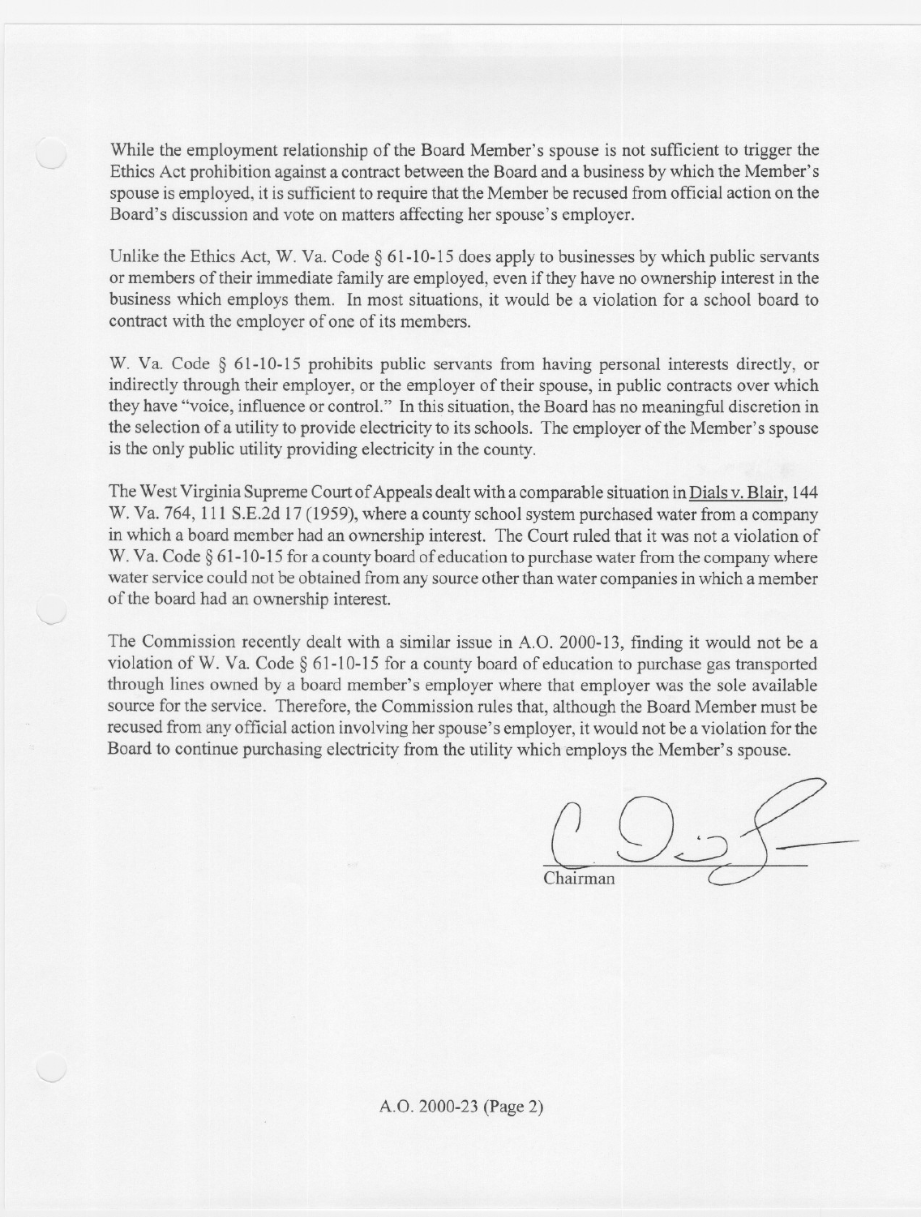While the employment relationship of the Board Member's spouse is not sufficient to trigger the Ethics Act prohibition against a contract between the Board and a business by which the Member's spouse is employed, it is sufficient to require that the Member be recused from official action on the Board's discussion and vote on matters affecting her spouse's employer.

Unlike the Ethics Act, W. Va. Code § 61-10-15 does apply to businesses by which public servants or members of their immediate family are employed, even if they have no ownership interest in the business which employs them. In most situations, it would be a violation for a school board to contract with the employer of one of its members.

W. Va. Code § 61-10-15 prohibits public servants from having personal interests directly, or indirectly through their employer, or the employer of their spouse, in public contracts over which they have "voice, influence or control." In this situation, the Board has no meaningful discretion in the selection of a utility to provide electricity to its schools. The employer of the Member's spouse is the only public utility providing electricity in the county.

The West Virginia Supreme Court of Appeals dealt with a comparable situation in Dials v. Blair, 144 W. Va. 764, 111 S.E.2d 17 (1959), where a county school system purchased water from a company in which a board member had an ownership interest. The Court ruled that it was not a violation of W. Va. Code § 61-10-15 for a county board of education to purchase water from the company where water service could not be obtained from any source other than water companies in which a member of the board had an ownership interest.

The Commission recently dealt with a similar issue in A.O. 2000-13, finding it would not be a violation of W. Va. Code § 61-10-15 for a county board of education to purchase gas transported through lines owned by a board member's employer where that employer was the sole available source for the service. Therefore, the Commission rules that, although the Board Member must be recused from any official action involving her spouse's employer, it would not be a violation for the Board to continue purchasing electricity from the utility which employs the Member's spouse.

Chairman

A.O. 2000-23 (Page 2)